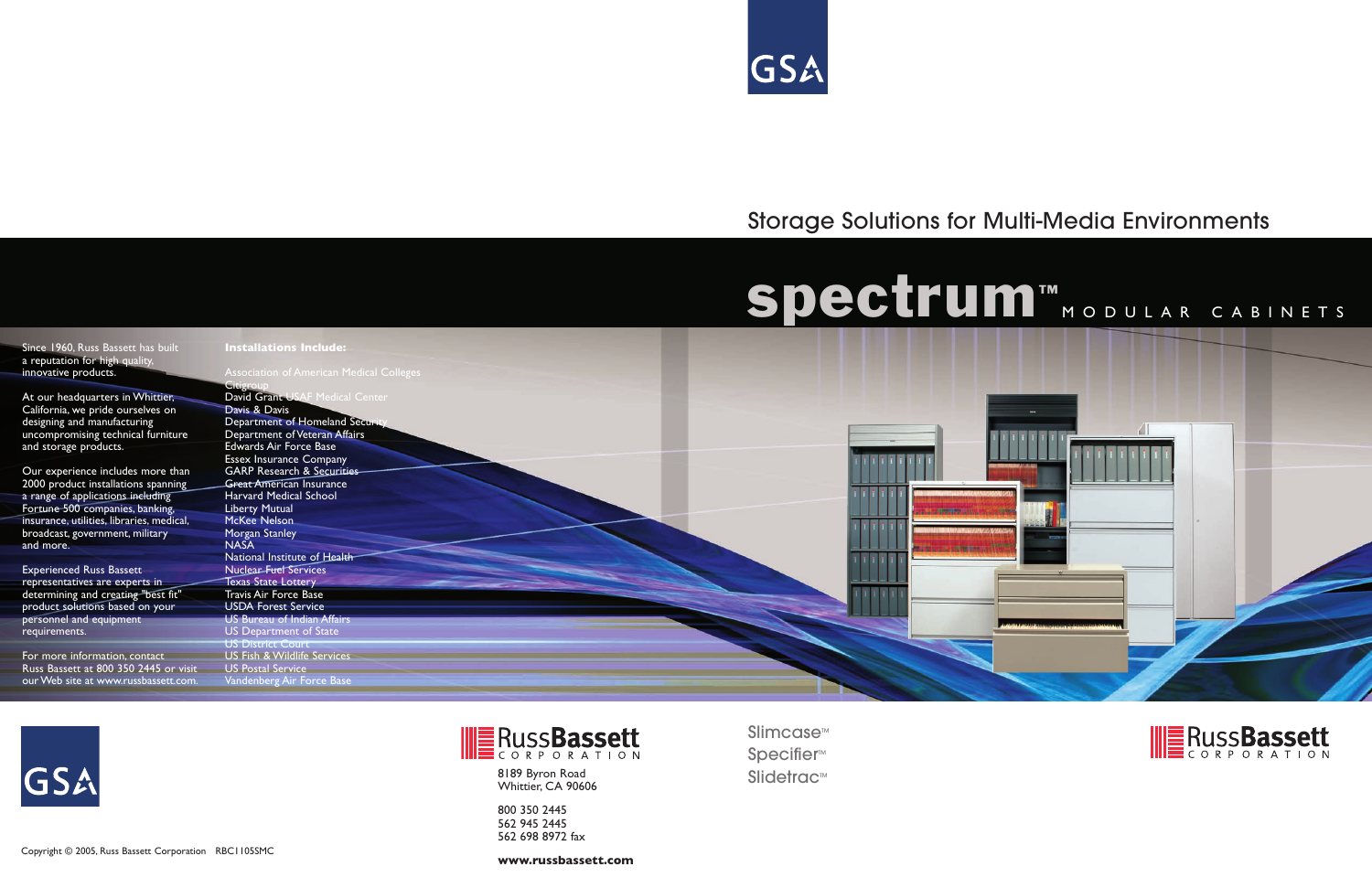GSA

Storage Solutions for Multi-Media Environments

# spectrum™ MODULAR CABINETS

Since 1960, Russ Bassett has built a reputation for high quality, innovative products.

At our headquarters in Whittier, California, we pride ourselves on designing and manufacturing uncompromising technical furniture and storage products.

Our experience includes more than 2000 product installations spanning a range of applications including Fortune 500 companies, banking, insurance, utilities, libraries, medical, broadcast, government, military and more.

Experienced Russ Bassett representatives are experts in determining and creating "best fit" product solutions based on your personnel and equipment requirements.

For more information, contact Russ Bassett at 800 350 2445 or visit our Web site at www.russbassett.com.

**Installations Include:**

Association of American Medical Colleges
Citigroup
David Grant USAF Medical Center
Davis & Davis
Department of Homeland Security
Department of Veteran Affairs
Edwards Air Force Base
Essex Insurance Company
GARP Research & Securities
Great American Insurance
Harvard Medical School
Liberty Mutual
McKee Nelson
Morgan Stanley
NASA
National Institute of Health
Nuclear Fuel Services
Texas State Lottery
Travis Air Force Base
USDA Forest Service
US Bureau of Indian Affairs
US Department of State
US District Court
US Fish & Wildlife Services
US Postal Service
Vandenberg Air Force Base

GSA

RussBassett CORPORATION

8189 Byron Road
Whittier, CA 90606

800 350 2445
562 945 2445
562 698 8972 fax

**www.russbassett.com**

Slimcase™
Specifier™
Slidetrac™

RussBassett CORPORATION

Copyright © 2005, Russ Bassett Corporation RBC1105SMC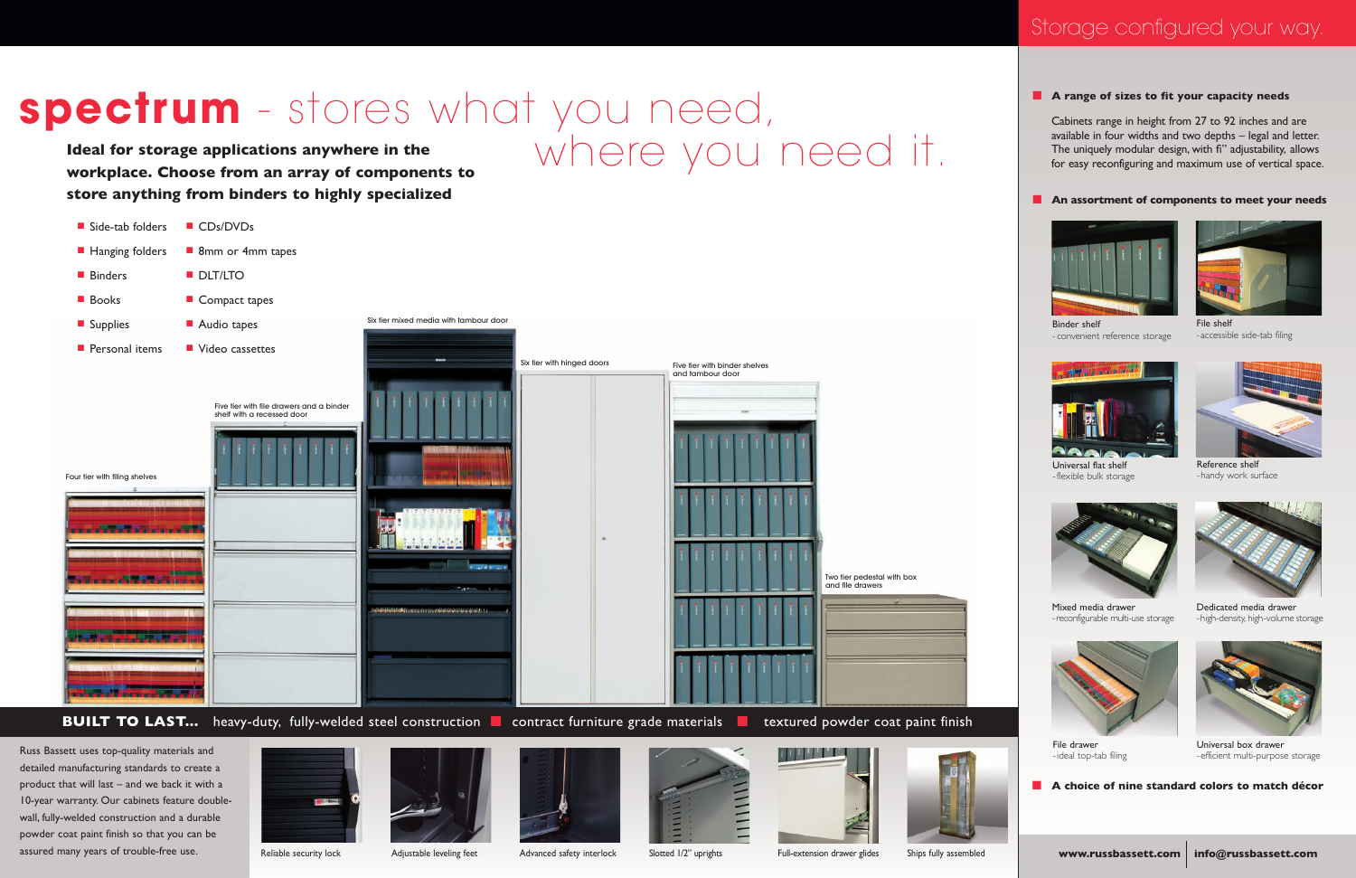# spectrum - stores what you need, where you need it.

**Ideal for storage applications anywhere in the workplace. Choose from an array of components to store anything from binders to highly specialized**

- Side-tab folders
- Hanging folders
- Binders
- Books
- Supplies
- Personal items
- CDs/DVDs
- 8mm or 4mm tapes
- DLT/LTO
- Compact tapes
- Audio tapes
- Video cassettes

Four tier with filing shelves

Five tier with file drawers and a binder shelf with a recessed door

Six tier mixed media with tambour door

Six tier with hinged doors

Five tier with binder shelves and tambour door

Two tier pedestal with box and file drawers

**BUILT TO LAST...** heavy-duty, fully-welded steel construction ■ contract furniture grade materials ■ textured powder coat paint finish

Russ Bassett uses top-quality materials and detailed manufacturing standards to create a product that will last – and we back it with a 10-year warranty. Our cabinets feature double-wall, fully-welded construction and a durable powder coat paint finish so that you can be assured many years of trouble-free use.

Reliable security lock

Adjustable leveling feet

Advanced safety interlock

Slotted 1/2" uprights

Full-extension drawer glides

Ships fully assembled

## Storage configured your way.

### ■ A range of sizes to fit your capacity needs

Cabinets range in height from 27 to 92 inches and are available in four widths and two depths – legal and letter. The uniquely modular design, with ½" adjustability, allows for easy reconfiguring and maximum use of vertical space.

### ■ An assortment of components to meet your needs

Binder shelf
- convenient reference storage

File shelf
- accessible side-tab filing

Universal flat shelf
- flexible bulk storage

Reference shelf
- handy work surface

Mixed media drawer
- reconfigurable multi-use storage

Dedicated media drawer
- high-density, high-volume storage

File drawer
- ideal top-tab filing

Universal box drawer
- efficient multi-purpose storage

### ■ A choice of nine standard colors to match décor

**www.russbassett.com** | **info@russbassett.com**